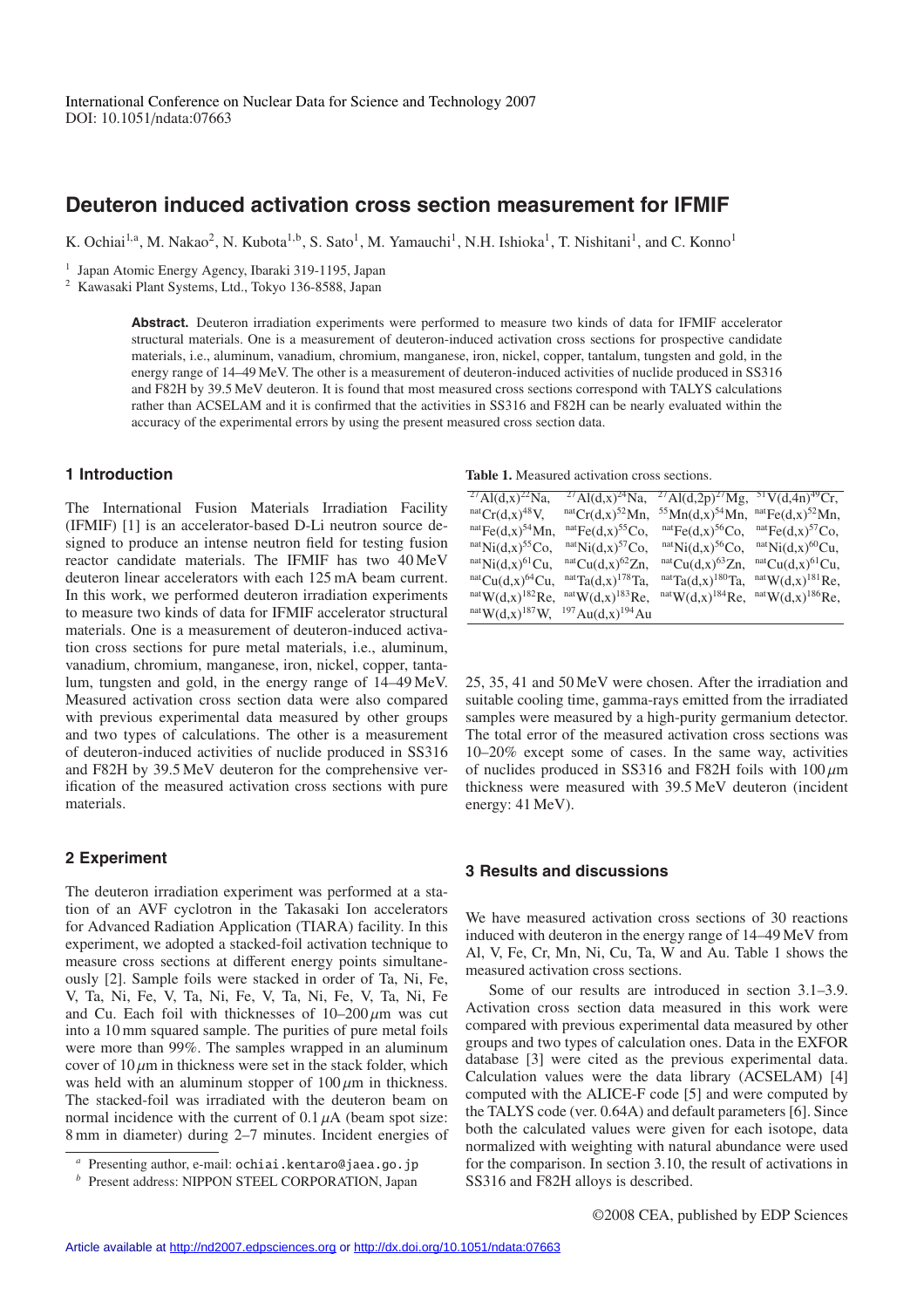International Conference on Nuclear Data for Science and Technology 2007
DOI: 10.1051/ndata:07663

# Deuteron induced activation cross section measurement for IFMIF

K. Ochiai[1,a], M. Nakao[2], N. Kubota[1,b], S. Sato[1], M. Yamauchi[1], N.H. Ishioka[1], T. Nishitani[1], and C. Konno[1]

[1] Japan Atomic Energy Agency, Ibaraki 319-1195, Japan
[2] Kawasaki Plant Systems, Ltd., Tokyo 136-8588, Japan

**Abstract.** Deuteron irradiation experiments were performed to measure two kinds of data for IFMIF accelerator structural materials. One is a measurement of deuteron-induced activation cross sections for prospective candidate materials, i.e., aluminum, vanadium, chromium, manganese, iron, nickel, copper, tantalum, tungsten and gold, in the energy range of 14–49 MeV. The other is a measurement of deuteron-induced activities of nuclide produced in SS316 and F82H by 39.5 MeV deuteron. It is found that most measured cross sections correspond with TALYS calculations rather than ACSELAM and it is confirmed that the activities in SS316 and F82H can be nearly evaluated within the accuracy of the experimental errors by using the present measured cross section data.

## 1 Introduction

The International Fusion Materials Irradiation Facility (IFMIF) [1] is an accelerator-based D-Li neutron source designed to produce an intense neutron field for testing fusion reactor candidate materials. The IFMIF has two 40 MeV deuteron linear accelerators with each 125 mA beam current. In this work, we performed deuteron irradiation experiments to measure two kinds of data for IFMIF accelerator structural materials. One is a measurement of deuteron-induced activation cross sections for pure metal materials, i.e., aluminum, vanadium, chromium, manganese, iron, nickel, copper, tantalum, tungsten and gold, in the energy range of 14–49 MeV. Measured activation cross section data were also compared with previous experimental data measured by other groups and two types of calculations. The other is a measurement of deuteron-induced activities of nuclide produced in SS316 and F82H by 39.5 MeV deuteron for the comprehensive verification of the measured activation cross sections with pure materials.

## 2 Experiment

The deuteron irradiation experiment was performed at a station of an AVF cyclotron in the Takasaki Ion accelerators for Advanced Radiation Application (TIARA) facility. In this experiment, we adopted a stacked-foil activation technique to measure cross sections at different energy points simultaneously [2]. Sample foils were stacked in order of Ta, Ni, Fe, V, Ta, Ni, Fe, V, Ta, Ni, Fe, V, Ta, Ni, Fe, V, Ta, Ni, Fe and Cu. Each foil with thicknesses of 10–200 $\mu$m was cut into a 10 mm squared sample. The purities of pure metal foils were more than 99%. The samples wrapped in an aluminum cover of 10 $\mu$m in thickness were set in the stack folder, which was held with an aluminum stopper of 100 $\mu$m in thickness. The stacked-foil was irradiated with the deuteron beam on normal incidence with the current of 0.1 $\mu$A (beam spot size: 8 mm in diameter) during 2–7 minutes. Incident energies of 25, 35, 41 and 50 MeV were chosen. After the irradiation and suitable cooling time, gamma-rays emitted from the irradiated samples were measured by a high-purity germanium detector. The total error of the measured activation cross sections was 10–20% except some of cases. In the same way, activities of nuclides produced in SS316 and F82H foils with 100 $\mu$m thickness were measured with 39.5 MeV deuteron (incident energy: 41 MeV).

**Table 1.** Measured activation cross sections.

| | | | |
|---|---|---|---|
| $^{27}$Al(d,x)$^{22}$Na, | $^{27}$Al(d,x)$^{24}$Na, | $^{27}$Al(d,2p)$^{27}$Mg, | $^{51}$V(d,4n)$^{49}$Cr, |
| $^{nat}$Cr(d,x)$^{48}$V, | $^{nat}$Cr(d,x)$^{52}$Mn, | $^{55}$Mn(d,x)$^{54}$Mn, | $^{nat}$Fe(d,x)$^{52}$Mn, |
| $^{nat}$Fe(d,x)$^{54}$Mn, | $^{nat}$Fe(d,x)$^{55}$Co, | $^{nat}$Fe(d,x)$^{56}$Co, | $^{nat}$Fe(d,x)$^{57}$Co, |
| $^{nat}$Ni(d,x)$^{55}$Co, | $^{nat}$Ni(d,x)$^{57}$Co, | $^{nat}$Ni(d,x)$^{56}$Co, | $^{nat}$Ni(d,x)$^{60}$Cu, |
| $^{nat}$Ni(d,x)$^{61}$Cu, | $^{nat}$Cu(d,x)$^{62}$Zn, | $^{nat}$Cu(d,x)$^{63}$Zn, | $^{nat}$Cu(d,x)$^{61}$Cu, |
| $^{nat}$Cu(d,x)$^{64}$Cu, | $^{nat}$Ta(d,x)$^{178}$Ta, | $^{nat}$Ta(d,x)$^{180}$Ta, | $^{nat}$W(d,x)$^{181}$Re, |
| $^{nat}$W(d,x)$^{182}$Re, | $^{nat}$W(d,x)$^{183}$Re, | $^{nat}$W(d,x)$^{184}$Re, | $^{nat}$W(d,x)$^{186}$Re, |
| $^{nat}$W(d,x)$^{187}$W, | $^{197}$Au(d,x)$^{194}$Au | | |

## 3 Results and discussions

We have measured activation cross sections of 30 reactions induced with deuteron in the energy range of 14–49 MeV from Al, V, Fe, Cr, Mn, Ni, Cu, Ta, W and Au. Table 1 shows the measured activation cross sections.

Some of our results are introduced in section 3.1–3.9. Activation cross section data measured in this work were compared with previous experimental data measured by other groups and two types of calculation ones. Data in the EXFOR database [3] were cited as the previous experimental data. Calculation values were the data library (ACSELAM) [4] computed with the ALICE-F code [5] and were computed by the TALYS code (ver. 0.64A) and default parameters [6]. Since both the calculated values were given for each isotope, data normalized with weighting with natural abundance were used for the comparison. In section 3.10, the result of activations in SS316 and F82H alloys is described.

[a] Presenting author, e-mail: ochiai.kentaro@jaea.go.jp
[b] Present address: NIPPON STEEL CORPORATION, Japan

©2008 CEA, published by EDP Sciences

Article available at http://nd2007.edpsciences.org or http://dx.doi.org/10.1051/ndata:07663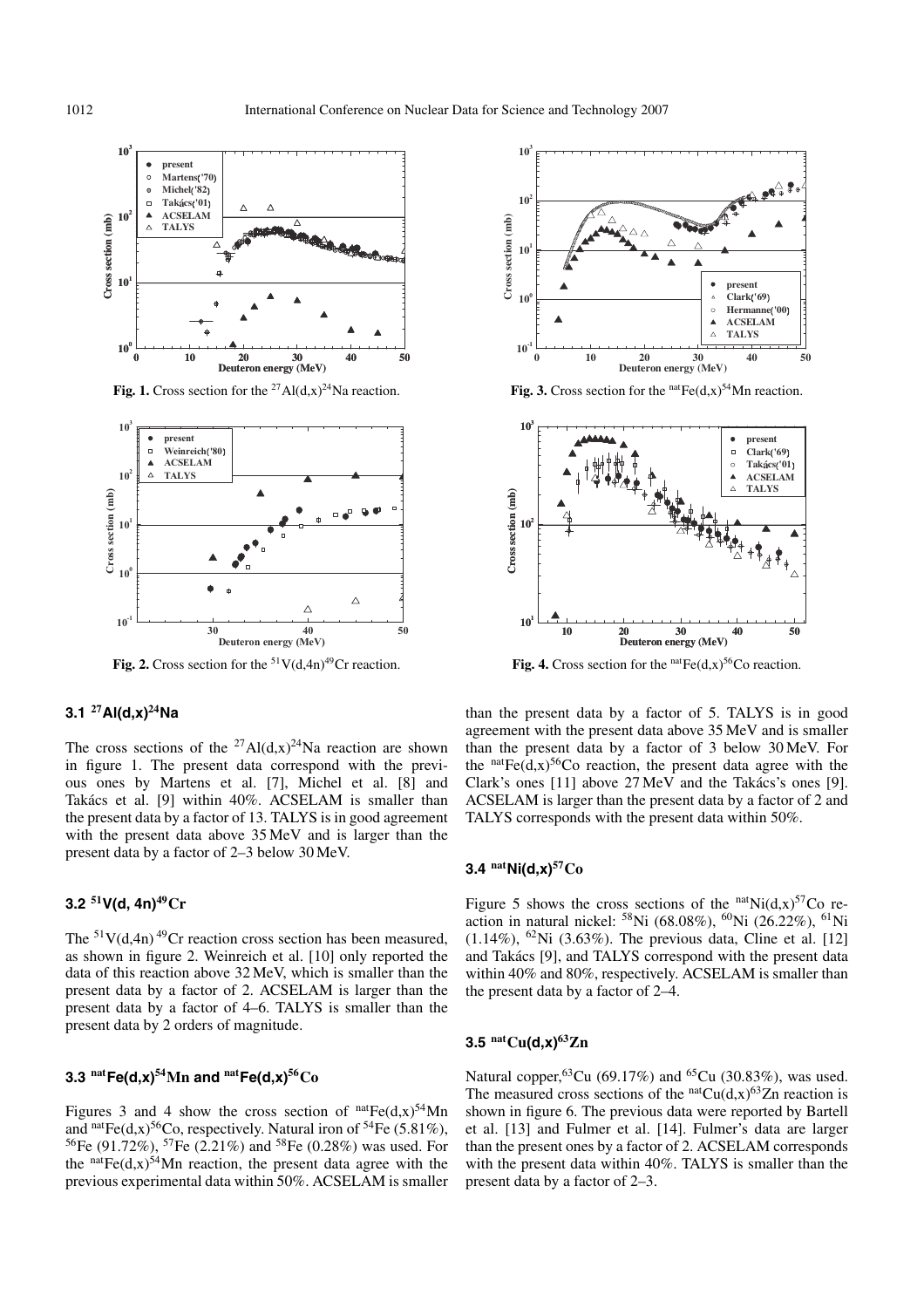**Fig. 1.** Cross section for the $^{27}$Al(d,x)$^{24}$Na reaction.

**Fig. 2.** Cross section for the $^{51}$V(d,4n)$^{49}$Cr reaction.

**Fig. 3.** Cross section for the $^{nat}$Fe(d,x)$^{54}$Mn reaction.

**Fig. 4.** Cross section for the $^{nat}$Fe(d,x)$^{56}$Co reaction.

### 3.1 $^{27}$Al(d,x)$^{24}$Na

The cross sections of the $^{27}$Al(d,x)$^{24}$Na reaction are shown in figure 1. The present data correspond with the previous ones by Martens et al. [7], Michel et al. [8] and Takács et al. [9] within 40%. ACSELAM is smaller than the present data by a factor of 13. TALYS is in good agreement with the present data above 35 MeV and is larger than the present data by a factor of 2–3 below 30 MeV.

### 3.2 $^{51}$V(d, 4n)$^{49}$Cr

The $^{51}$V(d,4n) $^{49}$Cr reaction cross section has been measured, as shown in figure 2. Weinreich et al. [10] only reported the data of this reaction above 32 MeV, which is smaller than the present data by a factor of 2. ACSELAM is larger than the present data by a factor of 4–6. TALYS is smaller than the present data by 2 orders of magnitude.

### 3.3 $^{nat}$Fe(d,x)$^{54}$Mn and $^{nat}$Fe(d,x)$^{56}$Co

Figures 3 and 4 show the cross section of $^{nat}$Fe(d,x)$^{54}$Mn and $^{nat}$Fe(d,x)$^{56}$Co, respectively. Natural iron of $^{54}$Fe (5.81%), $^{56}$Fe (91.72%), $^{57}$Fe (2.21%) and $^{58}$Fe (0.28%) was used. For the $^{nat}$Fe(d,x)$^{54}$Mn reaction, the present data agree with the previous experimental data within 50%. ACSELAM is smaller than the present data by a factor of 5. TALYS is in good agreement with the present data above 35 MeV and is smaller than the present data by a factor of 3 below 30 MeV. For the $^{nat}$Fe(d,x)$^{56}$Co reaction, the present data agree with the Clark's ones [11] above 27 MeV and the Takács's ones [9]. ACSELAM is larger than the present data by a factor of 2 and TALYS corresponds with the present data within 50%.

### 3.4 $^{nat}$Ni(d,x)$^{57}$Co

Figure 5 shows the cross sections of the $^{nat}$Ni(d,x)$^{57}$Co reaction in natural nickel: $^{58}$Ni (68.08%), $^{60}$Ni (26.22%), $^{61}$Ni (1.14%), $^{62}$Ni (3.63%). The previous data, Cline et al. [12] and Takács [9], and TALYS correspond with the present data within 40% and 80%, respectively. ACSELAM is smaller than the present data by a factor of 2–4.

### 3.5 $^{nat}$Cu(d,x)$^{63}$Zn

Natural copper, $^{63}$Cu (69.17%) and $^{65}$Cu (30.83%), was used. The measured cross sections of the $^{nat}$Cu(d,x)$^{63}$Zn reaction is shown in figure 6. The previous data were reported by Bartell et al. [13] and Fulmer et al. [14]. Fulmer's data are larger than the present ones by a factor of 2. ACSELAM corresponds with the present data within 40%. TALYS is smaller than the present data by a factor of 2–3.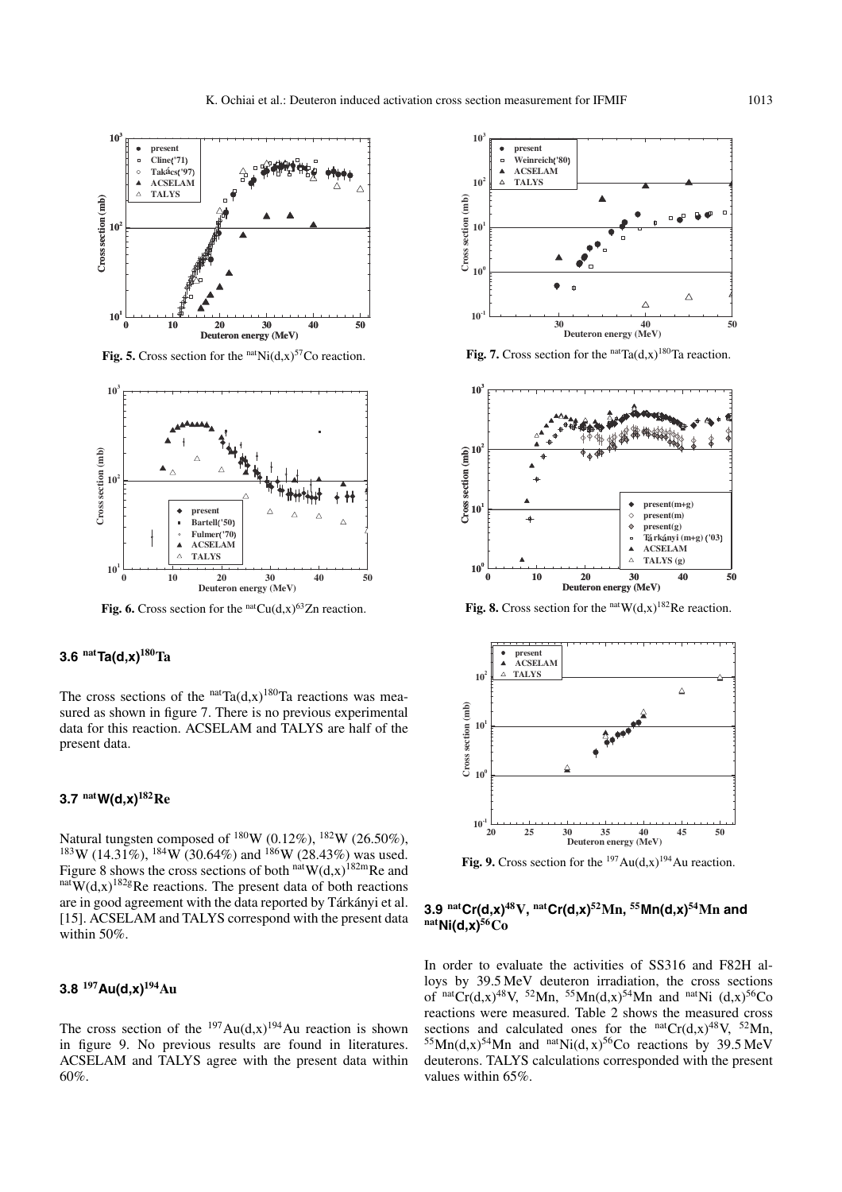**Fig. 5.** Cross section for the $^{nat}$Ni(d,x)$^{57}$Co reaction.

**Fig. 6.** Cross section for the $^{nat}$Cu(d,x)$^{63}$Zn reaction.

**Fig. 7.** Cross section for the $^{nat}$Ta(d,x)$^{180}$Ta reaction.

**Fig. 8.** Cross section for the $^{nat}$W(d,x)$^{182}$Re reaction.

**Fig. 9.** Cross section for the $^{197}$Au(d,x)$^{194}$Au reaction.

### 3.6 $^{nat}$Ta(d,x)$^{180}$Ta

The cross sections of the $^{nat}$Ta(d,x)$^{180}$Ta reactions was measured as shown in figure 7. There is no previous experimental data for this reaction. ACSELAM and TALYS are half of the present data.

### 3.7 $^{nat}$W(d,x)$^{182}$Re

Natural tungsten composed of $^{180}$W (0.12%), $^{182}$W (26.50%), $^{183}$W (14.31%), $^{184}$W (30.64%) and $^{186}$W (28.43%) was used. Figure 8 shows the cross sections of both $^{nat}$W(d,x)$^{182m}$Re and $^{nat}$W(d,x)$^{182g}$Re reactions. The present data of both reactions are in good agreement with the data reported by Tárkányi et al. [15]. ACSELAM and TALYS correspond with the present data within 50%.

### 3.8 $^{197}$Au(d,x)$^{194}$Au

The cross section of the $^{197}$Au(d,x)$^{194}$Au reaction is shown in figure 9. No previous results are found in literatures. ACSELAM and TALYS agree with the present data within 60%.

### 3.9 $^{nat}$Cr(d,x)$^{48}$V, $^{nat}$Cr(d,x)$^{52}$Mn, $^{55}$Mn(d,x)$^{54}$Mn and $^{nat}$Ni(d,x)$^{56}$Co

In order to evaluate the activities of SS316 and F82H alloys by 39.5 MeV deuteron irradiation, the cross sections of $^{nat}$Cr(d,x)$^{48}$V, $^{52}$Mn, $^{55}$Mn(d,x)$^{54}$Mn and $^{nat}$Ni (d,x)$^{56}$Co reactions were measured. Table 2 shows the measured cross sections and calculated ones for the $^{nat}$Cr(d,x)$^{48}$V, $^{52}$Mn, $^{55}$Mn(d,x)$^{54}$Mn and $^{nat}$Ni(d, x)$^{56}$Co reactions by 39.5 MeV deuterons. TALYS calculations corresponded with the present values within 65%.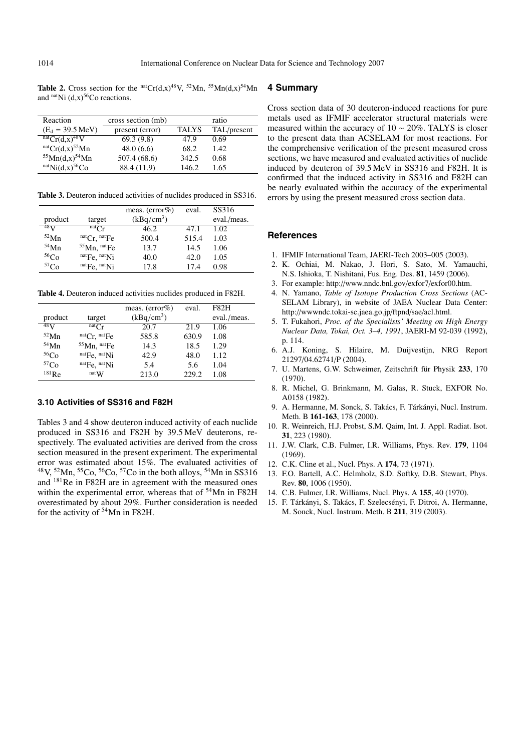**Table 2.** Cross section for the $^{nat}Cr(d,x)^{48}V$, $^{52}Mn$, $^{55}Mn(d,x)^{54}Mn$ and $^{nat}Ni$ $(d,x)^{56}Co$ reactions.

| Reaction | cross section (mb) | | ratio |
|---|---|---|---|
| ($E_d$ = 39.5 MeV) | present (error) | TALYS | TAL/present |
| $^{nat}Cr(d,x)^{48}V$ | 69.3 (9.8) | 47.9 | 0.69 |
| $^{nat}Cr(d,x)^{52}Mn$ | 48.0 (6.6) | 68.2 | 1.42 |
| $^{55}Mn(d,x)^{54}Mn$ | 507.4 (68.6) | 342.5 | 0.68 |
| $^{nat}Ni(d,x)^{56}Co$ | 88.4 (11.9) | 146.2 | 1.65 |

**Table 3.** Deuteron induced activities of nuclides produced in SS316.

| product | target | meas. (error%) ($kBq/cm^3$) | eval. | SS316 eval./meas. |
|---|---|---|---|---|
| $^{48}V$ | $^{nat}Cr$ | 46.2 | 47.1 | 1.02 |
| $^{52}Mn$ | $^{nat}Cr$, $^{nat}Fe$ | 500.4 | 515.4 | 1.03 |
| $^{54}Mn$ | $^{55}Mn$, $^{nat}Fe$ | 13.7 | 14.5 | 1.06 |
| $^{56}Co$ | $^{nat}Fe$, $^{nat}Ni$ | 40.0 | 42.0 | 1.05 |
| $^{57}Co$ | $^{nat}Fe$, $^{nat}Ni$ | 17.8 | 17.4 | 0.98 |

**Table 4.** Deuteron induced activities nuclides produced in F82H.

| product | target | meas. (error%) ($kBq/cm^3$) | eval. | F82H eval./meas. |
|---|---|---|---|---|
| $^{48}V$ | $^{nat}Cr$ | 20.7 | 21.9 | 1.06 |
| $^{52}Mn$ | $^{nat}Cr$, $^{nat}Fe$ | 585.8 | 630.9 | 1.08 |
| $^{54}Mn$ | $^{55}Mn$, $^{nat}Fe$ | 14.3 | 18.5 | 1.29 |
| $^{56}Co$ | $^{nat}Fe$, $^{nat}Ni$ | 42.9 | 48.0 | 1.12 |
| $^{57}Co$ | $^{nat}Fe$, $^{nat}Ni$ | 5.4 | 5.6 | 1.04 |
| $^{181}Re$ | $^{nat}W$ | 213.0 | 229.2 | 1.08 |

### 3.10 Activities of SS316 and F82H

Tables 3 and 4 show deuteron induced activity of each nuclide produced in SS316 and F82H by 39.5 MeV deuterons, respectively. The evaluated activities are derived from the cross section measured in the present experiment. The experimental error was estimated about 15%. The evaluated activities of $^{48}V$, $^{52}Mn$, $^{55}Co$, $^{56}Co$, $^{57}Co$ in the both alloys, $^{54}Mn$ in SS316 and $^{181}Re$ in F82H are in agreement with the measured ones within the experimental error, whereas that of $^{54}Mn$ in F82H overestimated by about 29%. Further consideration is needed for the activity of $^{54}Mn$ in F82H.

## 4 Summary

Cross section data of 30 deuteron-induced reactions for pure metals used as IFMIF accelerator structural materials were measured within the accuracy of 10 ∼ 20%. TALYS is closer to the present data than ACSELAM for most reactions. For the comprehensive verification of the present measured cross sections, we have measured and evaluated activities of nuclide induced by deuteron of 39.5 MeV in SS316 and F82H. It is confirmed that the induced activity in SS316 and F82H can be nearly evaluated within the accuracy of the experimental errors by using the present measured cross section data.

## References

1. IFMIF International Team, JAERI-Tech 2003–005 (2003).
2. K. Ochiai, M. Nakao, J. Hori, S. Sato, M. Yamauchi, N.S. Ishioka, T. Nishitani, Fus. Eng. Des. **81**, 1459 (2006).
3. For example: http://www.nndc.bnl.gov/exfor7/exfor00.htm.
4. N. Yamano, *Table of Isotope Production Cross Sections* (ACSELAM Library), in website of JAEA Nuclear Data Center: http://wwwndc.tokai-sc.jaea.go.jp/ftpnd/sae/acl.html.
5. T. Fukahori, *Proc. of the Specialists' Meeting on High Energy Nuclear Data, Tokai, Oct. 3–4, 1991*, JAERI-M 92-039 (1992), p. 114.
6. A.J. Koning, S. Hilaire, M. Duijvestijn, NRG Report 21297/04.62741/P (2004).
7. U. Martens, G.W. Schweimer, Zeitschrift für Physik **233**, 170 (1970).
8. R. Michel, G. Brinkmann, M. Galas, R. Stuck, EXFOR No. A0158 (1982).
9. A. Hermanne, M. Sonck, S. Takács, F. Tárkányi, Nucl. Instrum. Meth. B **161-163**, 178 (2000).
10. R. Weinreich, H.J. Probst, S.M. Qaim, Int. J. Appl. Radiat. Isot. **31**, 223 (1980).
11. J.W. Clark, C.B. Fulmer, I.R. Williams, Phys. Rev. **179**, 1104 (1969).
12. C.K. Cline et al., Nucl. Phys. A **174**, 73 (1971).
13. F.O. Bartell, A.C. Helmholz, S.D. Softky, D.B. Stewart, Phys. Rev. **80**, 1006 (1950).
14. C.B. Fulmer, I.R. Williams, Nucl. Phys. A **155**, 40 (1970).
15. F. Tárkányi, S. Takács, F. Szelecsényi, F. Ditroi, A. Hermanne, M. Sonck, Nucl. Instrum. Meth. B **211**, 319 (2003).